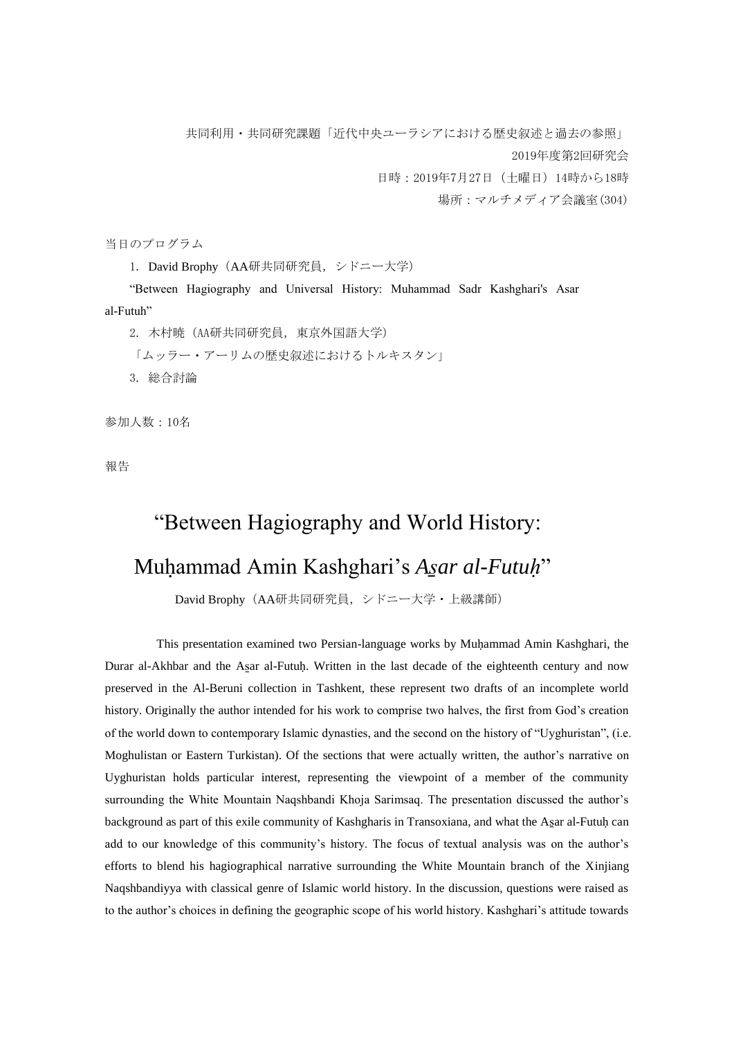共同利用・共同研究課題「近代中央ユーラシアにおける歴史叙述と過去の参照」

2019年度第2回研究会

日時：2019年7月27日（土曜日）14時から18時

場所：マルチメディア会議室(304)

当日のプログラム

1. David Brophy（AA研共同研究員，シドニー大学）

"Between Hagiography and Universal History: Muhammad Sadr Kashghari's Asar al-Futuh"

2. 木村暁（AA研共同研究員，東京外国語大学）

「ムッラー・アーリムの歴史叙述におけるトルキスタン」

3. 総合討論

参加人数：10名

報告

# "Between Hagiography and World History: Muḥammad Amin Kashghari's *A̱sar al-Futuḥ*"

David Brophy（AA研共同研究員，シドニー大学・上級講師）

This presentation examined two Persian-language works by Muḥammad Amin Kashghari, the Durar al-Akhbar and the A̱sar al-Futuḥ. Written in the last decade of the eighteenth century and now preserved in the Al-Beruni collection in Tashkent, these represent two drafts of an incomplete world history. Originally the author intended for his work to comprise two halves, the first from God's creation of the world down to contemporary Islamic dynasties, and the second on the history of "Uyghuristan", (i.e. Moghulistan or Eastern Turkistan). Of the sections that were actually written, the author's narrative on Uyghuristan holds particular interest, representing the viewpoint of a member of the community surrounding the White Mountain Naqshbandi Khoja Sarimsaq. The presentation discussed the author's background as part of this exile community of Kashgharis in Transoxiana, and what the A̱sar al-Futuḥ can add to our knowledge of this community's history. The focus of textual analysis was on the author's efforts to blend his hagiographical narrative surrounding the White Mountain branch of the Xinjiang Naqshbandiyya with classical genre of Islamic world history. In the discussion, questions were raised as to the author's choices in defining the geographic scope of his world history. Kashghari's attitude towards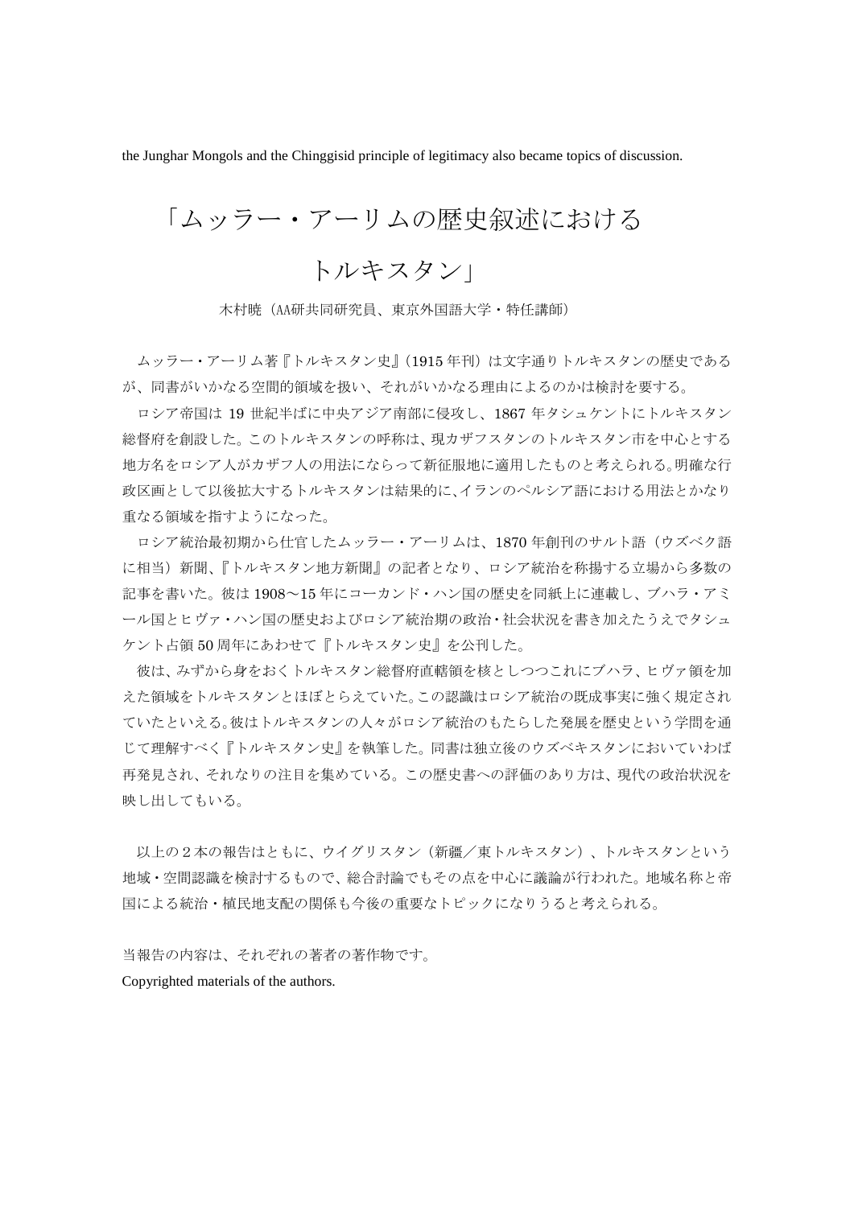the Junghar Mongols and the Chinggisid principle of legitimacy also became topics of discussion.

# 「ムッラー・アーリムの歴史叙述における トルキスタン」

木村暁（AA研共同研究員、東京外国語大学・特任講師）

ムッラー・アーリム著『トルキスタン史』（1915 年刊）は文字通りトルキスタンの歴史であるが、同書がいかなる空間的領域を扱い、それがいかなる理由によるのかは検討を要する。

ロシア帝国は 19 世紀半ばに中央アジア南部に侵攻し、1867 年タシュケントにトルキスタン総督府を創設した。このトルキスタンの呼称は、現カザフスタンのトルキスタン市を中心とする地方名をロシア人がカザフ人の用法にならって新征服地に適用したものと考えられる。明確な行政区画として以後拡大するトルキスタンは結果的に、イランのペルシア語における用法とかなり重なる領域を指すようになった。

ロシア統治最初期から仕官したムッラー・アーリムは、1870 年創刊のサルト語（ウズベク語に相当）新聞、『トルキスタン地方新聞』の記者となり、ロシア統治を称揚する立場から多数の記事を書いた。彼は 1908〜15 年にコーカンド・ハン国の歴史を同紙上に連載し、ブハラ・アミール国とヒヴァ・ハン国の歴史およびロシア統治期の政治・社会状況を書き加えたうえでタシュケント占領 50 周年にあわせて『トルキスタン史』を公刊した。

彼は、みずから身をおくトルキスタン総督府直轄領を核としつつこれにブハラ、ヒヴァ領を加えた領域をトルキスタンとほぼとらえていた。この認識はロシア統治の既成事実に強く規定されていたといえる。彼はトルキスタンの人々がロシア統治のもたらした発展を歴史という学問を通じて理解すべく『トルキスタン史』を執筆した。同書は独立後のウズベキスタンにおいていわば再発見され、それなりの注目を集めている。この歴史書への評価のあり方は、現代の政治状況を映し出してもいる。

以上の２本の報告はともに、ウイグリスタン（新疆／東トルキスタン）、トルキスタンという地域・空間認識を検討するもので、総合討論でもその点を中心に議論が行われた。地域名称と帝国による統治・植民地支配の関係も今後の重要なトピックになりうると考えられる。

当報告の内容は、それぞれの著者の著作物です。

Copyrighted materials of the authors.